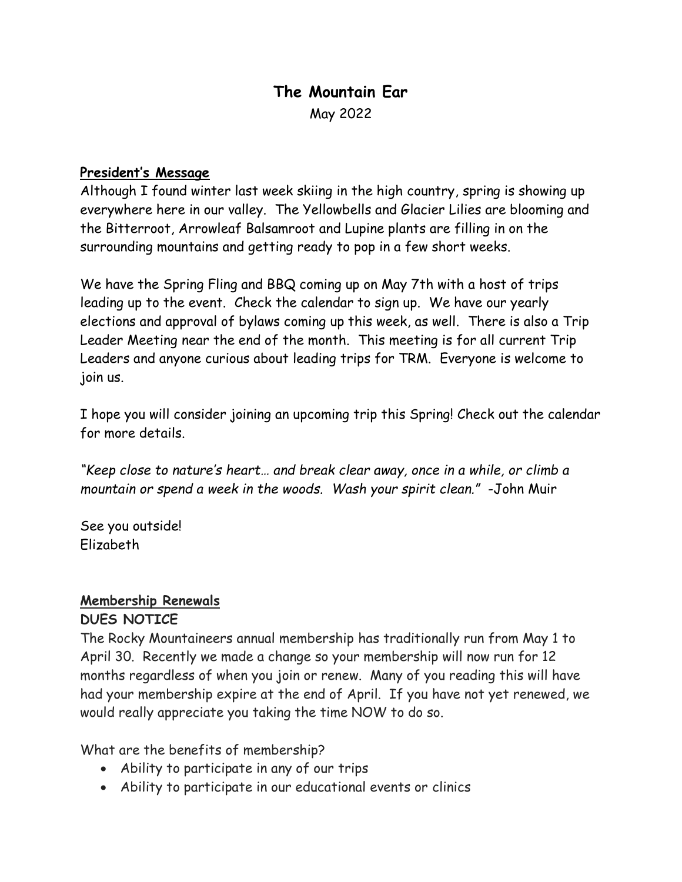# The Mountain Ear

May 2022

## President's Message

Although I found winter last week skiing in the high country, spring is showing up everywhere here in our valley. The Yellowbells and Glacier Lilies are blooming and the Bitterroot, Arrowleaf Balsamroot and Lupine plants are filling in on the surrounding mountains and getting ready to pop in a few short weeks.

We have the Spring Fling and BBQ coming up on May 7th with a host of trips leading up to the event. Check the calendar to sign up. We have our yearly elections and approval of bylaws coming up this week, as well. There is also a Trip Leader Meeting near the end of the month. This meeting is for all current Trip Leaders and anyone curious about leading trips for TRM. Everyone is welcome to join us.

I hope you will consider joining an upcoming trip this Spring! Check out the calendar for more details.

*"Keep close to nature's heart… and break clear away, once in a while, or climb a mountain or spend a week in the woods. Wash your spirit clean."* -John Muir

See you outside!
Elizabeth

## Membership Renewals

**DUES NOTICE**

The Rocky Mountaineers annual membership has traditionally run from May 1 to April 30. Recently we made a change so your membership will now run for 12 months regardless of when you join or renew. Many of you reading this will have had your membership expire at the end of April. If you have not yet renewed, we would really appreciate you taking the time NOW to do so.

What are the benefits of membership?

- Ability to participate in any of our trips
- Ability to participate in our educational events or clinics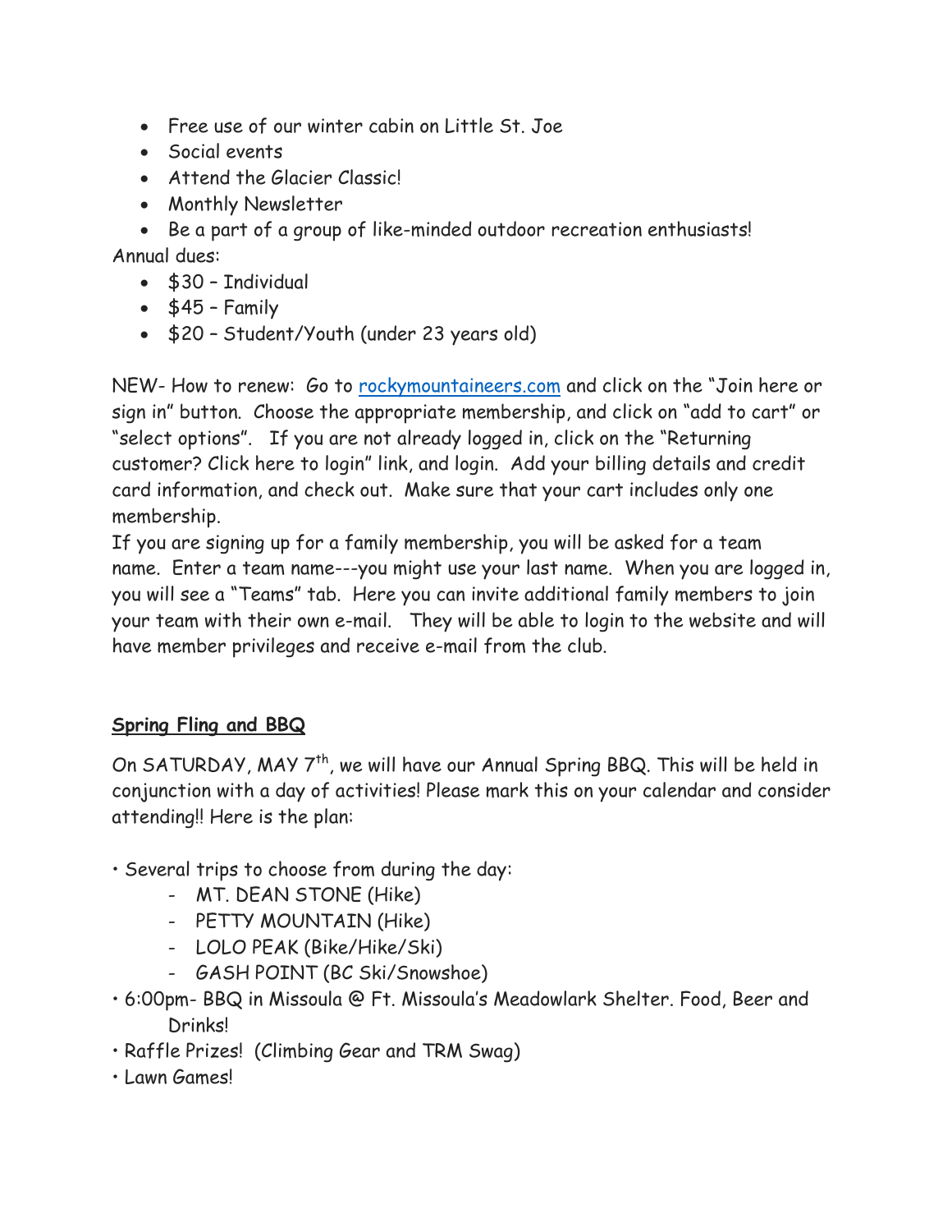- Free use of our winter cabin on Little St. Joe
- Social events
- Attend the Glacier Classic!
- Monthly Newsletter
- Be a part of a group of like-minded outdoor recreation enthusiasts!

Annual dues:

- $30 – Individual
- $45 – Family
- $20 – Student/Youth (under 23 years old)

NEW- How to renew: Go to rockymountaineers.com and click on the "Join here or sign in" button. Choose the appropriate membership, and click on "add to cart" or "select options". If you are not already logged in, click on the "Returning customer? Click here to login" link, and login. Add your billing details and credit card information, and check out. Make sure that your cart includes only one membership.

If you are signing up for a family membership, you will be asked for a team name. Enter a team name---you might use your last name. When you are logged in, you will see a "Teams" tab. Here you can invite additional family members to join your team with their own e-mail. They will be able to login to the website and will have member privileges and receive e-mail from the club.

## Spring Fling and BBQ

On SATURDAY, MAY 7th, we will have our Annual Spring BBQ. This will be held in conjunction with a day of activities! Please mark this on your calendar and consider attending!! Here is the plan:

- Several trips to choose from during the day:
  - MT. DEAN STONE (Hike)
  - PETTY MOUNTAIN (Hike)
  - LOLO PEAK (Bike/Hike/Ski)
  - GASH POINT (BC Ski/Snowshoe)
- 6:00pm- BBQ in Missoula @ Ft. Missoula's Meadowlark Shelter. Food, Beer and Drinks!
- Raffle Prizes! (Climbing Gear and TRM Swag)
- Lawn Games!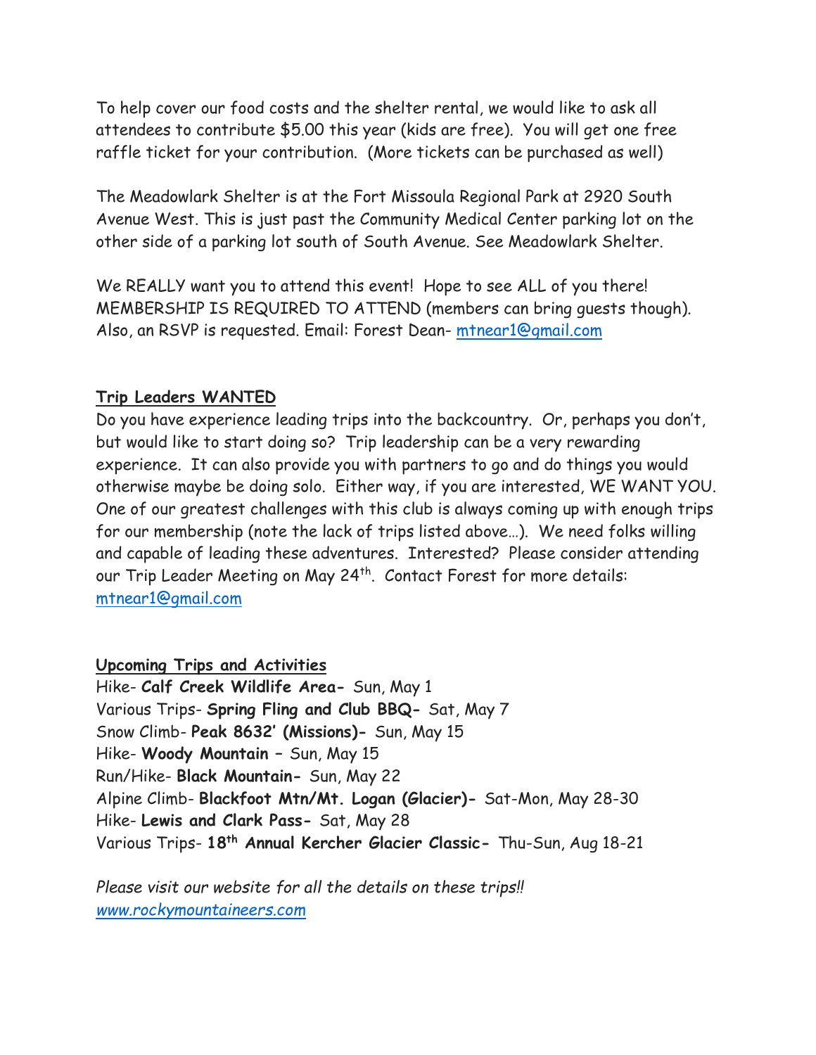To help cover our food costs and the shelter rental, we would like to ask all attendees to contribute $5.00 this year (kids are free). You will get one free raffle ticket for your contribution. (More tickets can be purchased as well)

The Meadowlark Shelter is at the Fort Missoula Regional Park at 2920 South Avenue West. This is just past the Community Medical Center parking lot on the other side of a parking lot south of South Avenue. See Meadowlark Shelter.

We REALLY want you to attend this event! Hope to see ALL of you there! MEMBERSHIP IS REQUIRED TO ATTEND (members can bring guests though). Also, an RSVP is requested. Email: Forest Dean- mtnear1@gmail.com

## Trip Leaders WANTED

Do you have experience leading trips into the backcountry. Or, perhaps you don't, but would like to start doing so? Trip leadership can be a very rewarding experience. It can also provide you with partners to go and do things you would otherwise maybe be doing solo. Either way, if you are interested, WE WANT YOU. One of our greatest challenges with this club is always coming up with enough trips for our membership (note the lack of trips listed above…). We need folks willing and capable of leading these adventures. Interested? Please consider attending our Trip Leader Meeting on May 24th. Contact Forest for more details: mtnear1@gmail.com

## Upcoming Trips and Activities

Hike- **Calf Creek Wildlife Area-** Sun, May 1
Various Trips- **Spring Fling and Club BBQ-** Sat, May 7
Snow Climb- **Peak 8632' (Missions)-** Sun, May 15
Hike- **Woody Mountain –** Sun, May 15
Run/Hike- **Black Mountain-** Sun, May 22
Alpine Climb- **Blackfoot Mtn/Mt. Logan (Glacier)-** Sat-Mon, May 28-30
Hike- **Lewis and Clark Pass-** Sat, May 28
Various Trips- **18th Annual Kercher Glacier Classic-** Thu-Sun, Aug 18-21

*Please visit our website for all the details on these trips!!*
*www.rockymountaineers.com*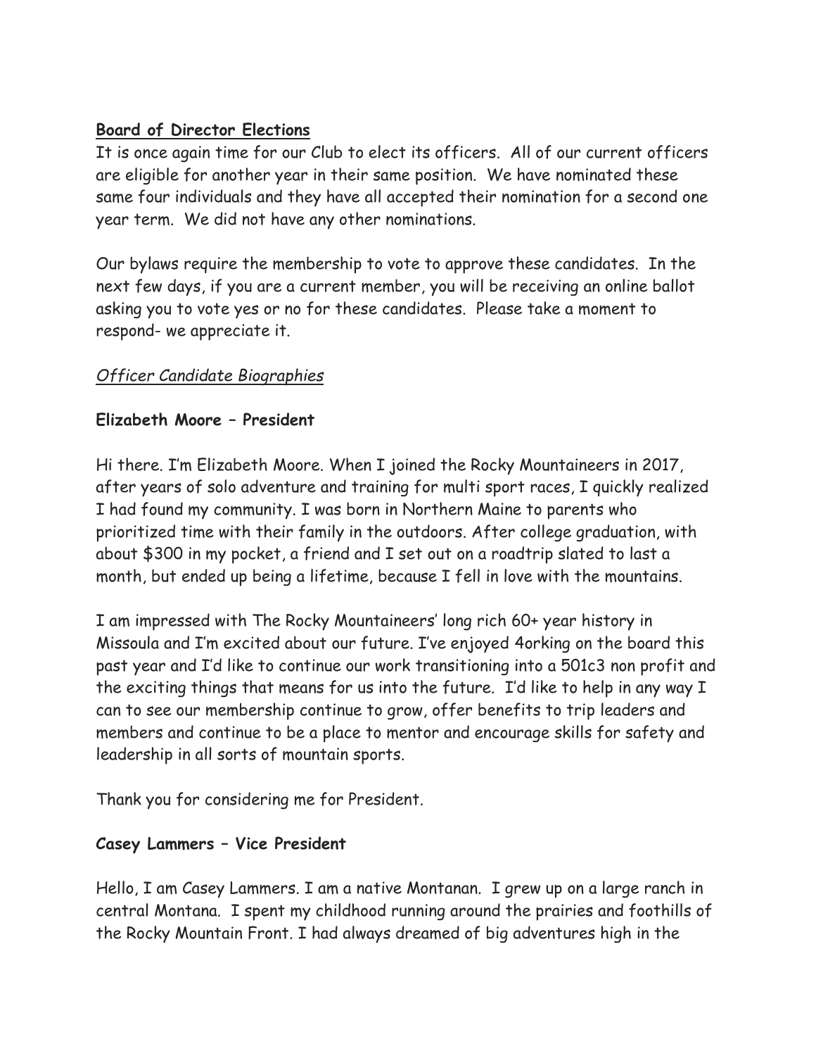**<u>Board of Director Elections</u>**

It is once again time for our Club to elect its officers. All of our current officers are eligible for another year in their same position. We have nominated these same four individuals and they have all accepted their nomination for a second one year term. We did not have any other nominations.

Our bylaws require the membership to vote to approve these candidates. In the next few days, if you are a current member, you will be receiving an online ballot asking you to vote yes or no for these candidates. Please take a moment to respond- we appreciate it.

*<u>Officer Candidate Biographies</u>*

**Elizabeth Moore – President**

Hi there. I'm Elizabeth Moore. When I joined the Rocky Mountaineers in 2017, after years of solo adventure and training for multi sport races, I quickly realized I had found my community. I was born in Northern Maine to parents who prioritized time with their family in the outdoors. After college graduation, with about $300 in my pocket, a friend and I set out on a roadtrip slated to last a month, but ended up being a lifetime, because I fell in love with the mountains.

I am impressed with The Rocky Mountaineers' long rich 60+ year history in Missoula and I'm excited about our future. I've enjoyed 4orking on the board this past year and I'd like to continue our work transitioning into a 501c3 non profit and the exciting things that means for us into the future. I'd like to help in any way I can to see our membership continue to grow, offer benefits to trip leaders and members and continue to be a place to mentor and encourage skills for safety and leadership in all sorts of mountain sports.

Thank you for considering me for President.

**Casey Lammers – Vice President**

Hello, I am Casey Lammers. I am a native Montanan. I grew up on a large ranch in central Montana. I spent my childhood running around the prairies and foothills of the Rocky Mountain Front. I had always dreamed of big adventures high in the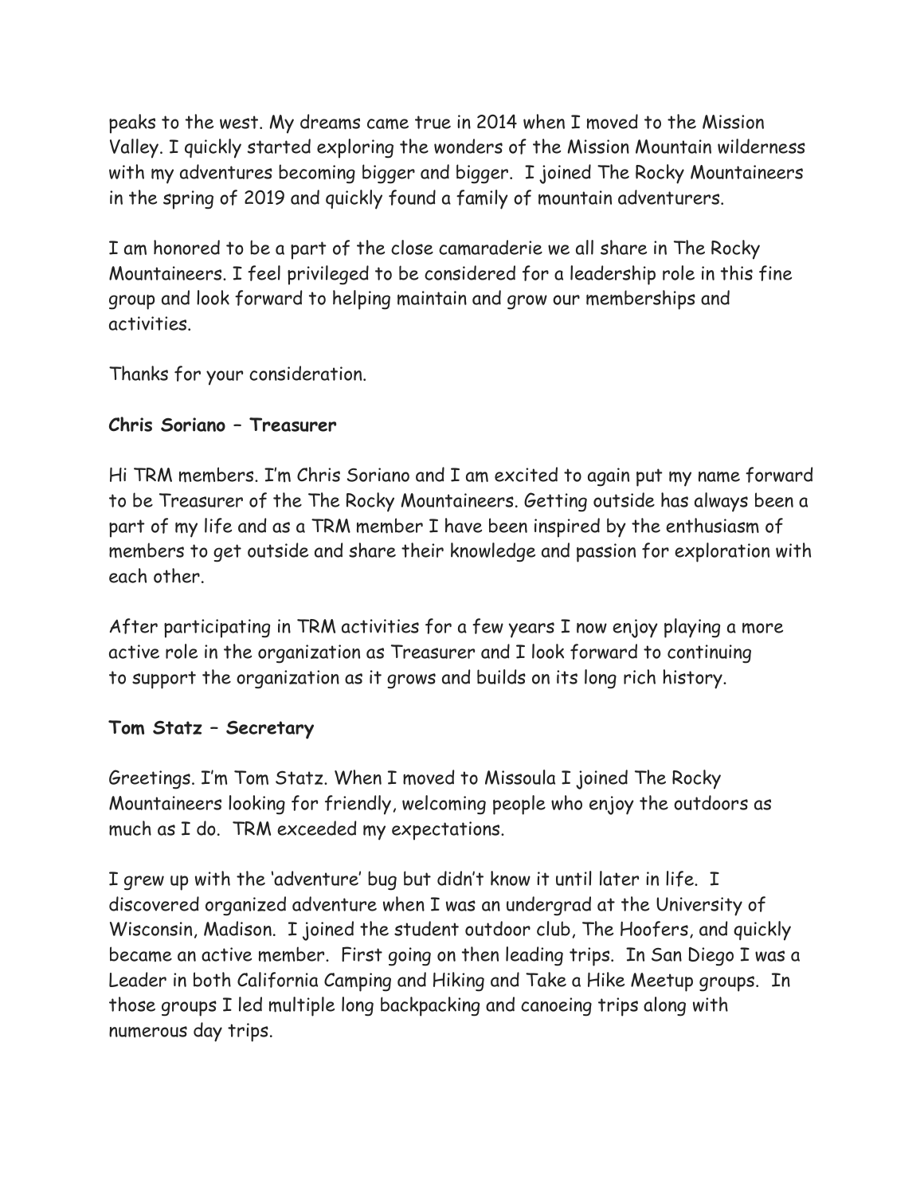peaks to the west. My dreams came true in 2014 when I moved to the Mission Valley. I quickly started exploring the wonders of the Mission Mountain wilderness with my adventures becoming bigger and bigger.  I joined The Rocky Mountaineers in the spring of 2019 and quickly found a family of mountain adventurers.

I am honored to be a part of the close camaraderie we all share in The Rocky Mountaineers. I feel privileged to be considered for a leadership role in this fine group and look forward to helping maintain and grow our memberships and activities.

Thanks for your consideration.

**Chris Soriano – Treasurer**

Hi TRM members. I'm Chris Soriano and I am excited to again put my name forward to be Treasurer of the The Rocky Mountaineers. Getting outside has always been a part of my life and as a TRM member I have been inspired by the enthusiasm of members to get outside and share their knowledge and passion for exploration with each other.

After participating in TRM activities for a few years I now enjoy playing a more active role in the organization as Treasurer and I look forward to continuing to support the organization as it grows and builds on its long rich history.

**Tom Statz – Secretary**

Greetings. I'm Tom Statz. When I moved to Missoula I joined The Rocky Mountaineers looking for friendly, welcoming people who enjoy the outdoors as much as I do.  TRM exceeded my expectations.

I grew up with the 'adventure' bug but didn't know it until later in life.  I discovered organized adventure when I was an undergrad at the University of Wisconsin, Madison.  I joined the student outdoor club, The Hoofers, and quickly became an active member.  First going on then leading trips.  In San Diego I was a Leader in both California Camping and Hiking and Take a Hike Meetup groups.  In those groups I led multiple long backpacking and canoeing trips along with numerous day trips.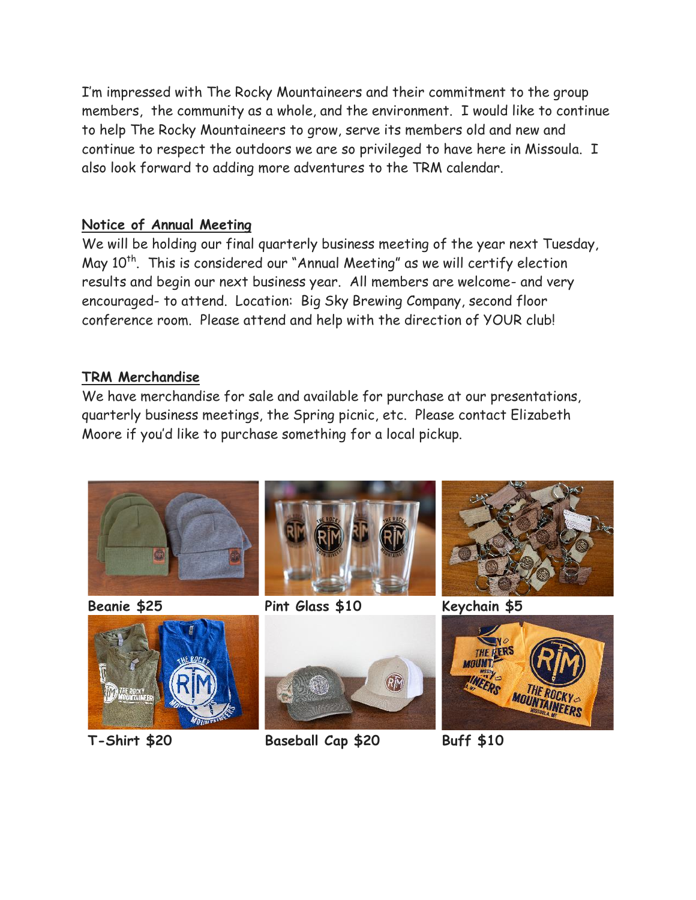I'm impressed with The Rocky Mountaineers and their commitment to the group members, the community as a whole, and the environment. I would like to continue to help The Rocky Mountaineers to grow, serve its members old and new and continue to respect the outdoors we are so privileged to have here in Missoula. I also look forward to adding more adventures to the TRM calendar.

## Notice of Annual Meeting

We will be holding our final quarterly business meeting of the year next Tuesday, May 10th. This is considered our "Annual Meeting" as we will certify election results and begin our next business year. All members are welcome- and very encouraged- to attend. Location: Big Sky Brewing Company, second floor conference room. Please attend and help with the direction of YOUR club!

## TRM Merchandise

We have merchandise for sale and available for purchase at our presentations, quarterly business meetings, the Spring picnic, etc. Please contact Elizabeth Moore if you'd like to purchase something for a local pickup.

**Beanie $25**

**Pint Glass $10**

**Keychain $5**

**T-Shirt $20**

**Baseball Cap $20**

**Buff $10**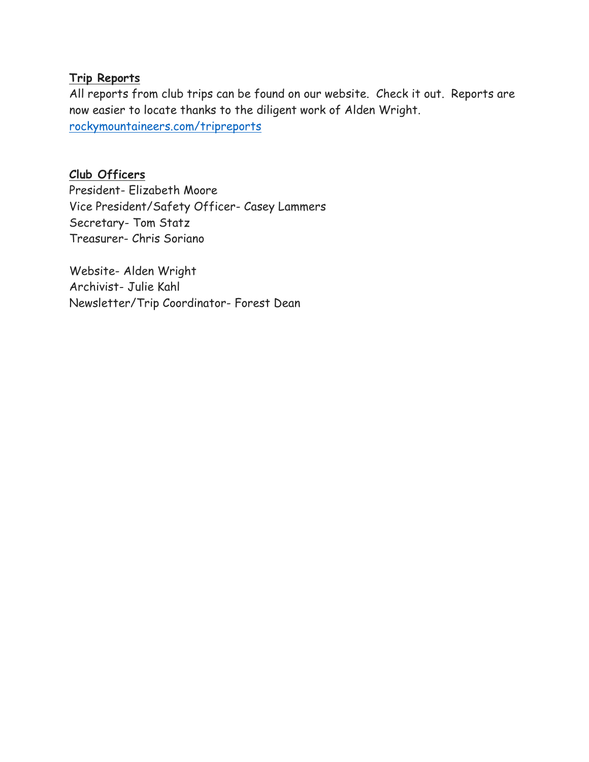**Trip Reports**

All reports from club trips can be found on our website. Check it out. Reports are now easier to locate thanks to the diligent work of Alden Wright.
[rockymountaineers.com/tripreports](rockymountaineers.com/tripreports)

**Club Officers**

President- Elizabeth Moore
Vice President/Safety Officer- Casey Lammers
Secretary- Tom Statz
Treasurer- Chris Soriano

Website- Alden Wright
Archivist- Julie Kahl
Newsletter/Trip Coordinator- Forest Dean